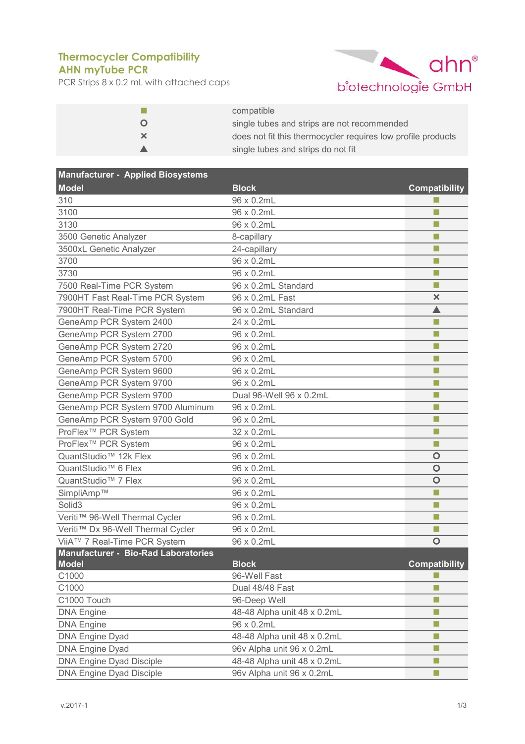# Thermocycler Compatibility

## AHN myTube PCR

PCR Strips 8 x 0.2 mL with attached caps

ahn® biotechnologie GmbH

| | |
|---|---|
| ■ | compatible |
| ○ | single tubes and strips are not recommended |
| × | does not fit this thermocycler requires low profile products |
| ▲ | single tubes and strips do not fit |

| Manufacturer - Applied Biosystems | | |
|---|---|---|
| **Model** | **Block** | **Compatibility** |
| 310 | 96 x 0.2mL | ■ |
| 3100 | 96 x 0.2mL | ■ |
| 3130 | 96 x 0.2mL | ■ |
| 3500 Genetic Analyzer | 8-capillary | ■ |
| 3500xL Genetic Analyzer | 24-capillary | ■ |
| 3700 | 96 x 0.2mL | ■ |
| 3730 | 96 x 0.2mL | ■ |
| 7500 Real-Time PCR System | 96 x 0.2mL Standard | ■ |
| 7900HT Fast Real-Time PCR System | 96 x 0.2mL Fast | × |
| 7900HT Real-Time PCR System | 96 x 0.2mL Standard | ▲ |
| GeneAmp PCR System 2400 | 24 x 0.2mL | ■ |
| GeneAmp PCR System 2700 | 96 x 0.2mL | ■ |
| GeneAmp PCR System 2720 | 96 x 0.2mL | ■ |
| GeneAmp PCR System 5700 | 96 x 0.2mL | ■ |
| GeneAmp PCR System 9600 | 96 x 0.2mL | ■ |
| GeneAmp PCR System 9700 | 96 x 0.2mL | ■ |
| GeneAmp PCR System 9700 | Dual 96-Well 96 x 0.2mL | ■ |
| GeneAmp PCR System 9700 Aluminum | 96 x 0.2mL | ■ |
| GeneAmp PCR System 9700 Gold | 96 x 0.2mL | ■ |
| ProFlex™ PCR System | 32 x 0.2mL | ■ |
| ProFlex™ PCR System | 96 x 0.2mL | ■ |
| QuantStudio™ 12k Flex | 96 x 0.2mL | ○ |
| QuantStudio™ 6 Flex | 96 x 0.2mL | ○ |
| QuantStudio™ 7 Flex | 96 x 0.2mL | ○ |
| SimpliAmp™ | 96 x 0.2mL | ■ |
| Solid3 | 96 x 0.2mL | ■ |
| Veriti™ 96-Well Thermal Cycler | 96 x 0.2mL | ■ |
| Veriti™ Dx 96-Well Thermal Cycler | 96 x 0.2mL | ■ |
| ViiA™ 7 Real-Time PCR System | 96 x 0.2mL | ○ |

| Manufacturer - Bio-Rad Laboratories | | |
|---|---|---|
| **Model** | **Block** | **Compatibility** |
| C1000 | 96-Well Fast | ■ |
| C1000 | Dual 48/48 Fast | ■ |
| C1000 Touch | 96-Deep Well | ■ |
| DNA Engine | 48-48 Alpha unit 48 x 0.2mL | ■ |
| DNA Engine | 96 x 0.2mL | ■ |
| DNA Engine Dyad | 48-48 Alpha unit 48 x 0.2mL | ■ |
| DNA Engine Dyad | 96v Alpha unit 96 x 0.2mL | ■ |
| DNA Engine Dyad Disciple | 48-48 Alpha unit 48 x 0.2mL | ■ |
| DNA Engine Dyad Disciple | 96v Alpha unit 96 x 0.2mL | ■ |

v.2017-1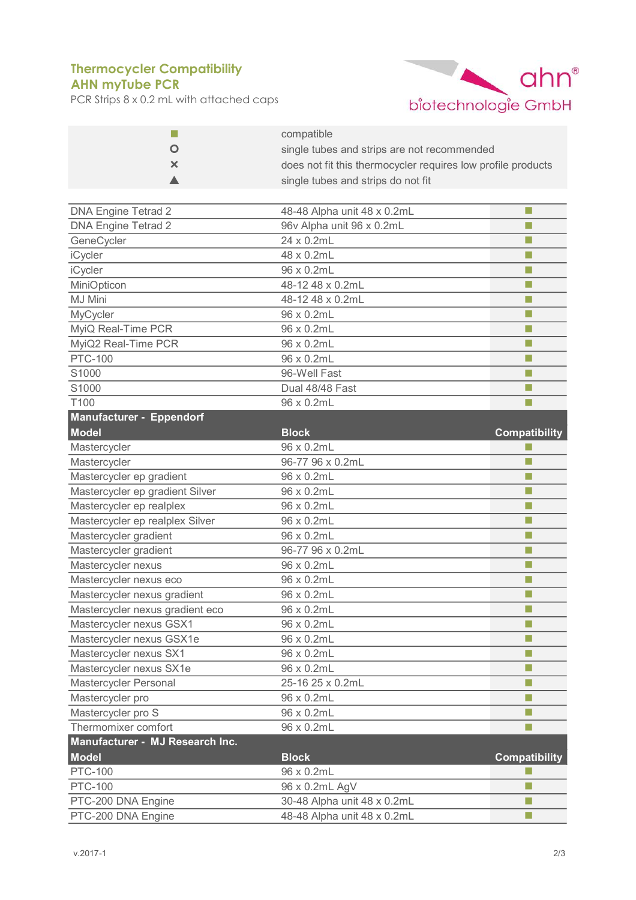# Thermocycler Compatibility

## AHN myTube PCR

PCR Strips 8 x 0.2 mL with attached caps

ahn® biotechnologie GmbH

| | |
|---|---|
| ■ | compatible |
| ○ | single tubes and strips are not recommended |
| × | does not fit this thermocycler requires low profile products |
| ▲ | single tubes and strips do not fit |

| | | |
|---|---|---|
| DNA Engine Tetrad 2 | 48-48 Alpha unit 48 x 0.2mL | ■ |
| DNA Engine Tetrad 2 | 96v Alpha unit 96 x 0.2mL | ■ |
| GeneCycler | 24 x 0.2mL | ■ |
| iCycler | 48 x 0.2mL | ■ |
| iCycler | 96 x 0.2mL | ■ |
| MiniOpticon | 48-12 48 x 0.2mL | ■ |
| MJ Mini | 48-12 48 x 0.2mL | ■ |
| MyCycler | 96 x 0.2mL | ■ |
| MyiQ Real-Time PCR | 96 x 0.2mL | ■ |
| MyiQ2 Real-Time PCR | 96 x 0.2mL | ■ |
| PTC-100 | 96 x 0.2mL | ■ |
| S1000 | 96-Well Fast | ■ |
| S1000 | Dual 48/48 Fast | ■ |
| T100 | 96 x 0.2mL | ■ |
| **Manufacturer - Eppendorf** | | |
| **Model** | **Block** | **Compatibility** |
| Mastercycler | 96 x 0.2mL | ■ |
| Mastercycler | 96-77 96 x 0.2mL | ■ |
| Mastercycler ep gradient | 96 x 0.2mL | ■ |
| Mastercycler ep gradient Silver | 96 x 0.2mL | ■ |
| Mastercycler ep realplex | 96 x 0.2mL | ■ |
| Mastercycler ep realplex Silver | 96 x 0.2mL | ■ |
| Mastercycler gradient | 96 x 0.2mL | ■ |
| Mastercycler gradient | 96-77 96 x 0.2mL | ■ |
| Mastercycler nexus | 96 x 0.2mL | ■ |
| Mastercycler nexus eco | 96 x 0.2mL | ■ |
| Mastercycler nexus gradient | 96 x 0.2mL | ■ |
| Mastercycler nexus gradient eco | 96 x 0.2mL | ■ |
| Mastercycler nexus GSX1 | 96 x 0.2mL | ■ |
| Mastercycler nexus GSX1e | 96 x 0.2mL | ■ |
| Mastercycler nexus SX1 | 96 x 0.2mL | ■ |
| Mastercycler nexus SX1e | 96 x 0.2mL | ■ |
| Mastercycler Personal | 25-16 25 x 0.2mL | ■ |
| Mastercycler pro | 96 x 0.2mL | ■ |
| Mastercycler pro S | 96 x 0.2mL | ■ |
| Thermomixer comfort | 96 x 0.2mL | ■ |
| **Manufacturer - MJ Research Inc.** | | |
| **Model** | **Block** | **Compatibility** |
| PTC-100 | 96 x 0.2mL | ■ |
| PTC-100 | 96 x 0.2mL AgV | ■ |
| PTC-200 DNA Engine | 30-48 Alpha unit 48 x 0.2mL | ■ |
| PTC-200 DNA Engine | 48-48 Alpha unit 48 x 0.2mL | ■ |

v.2017-1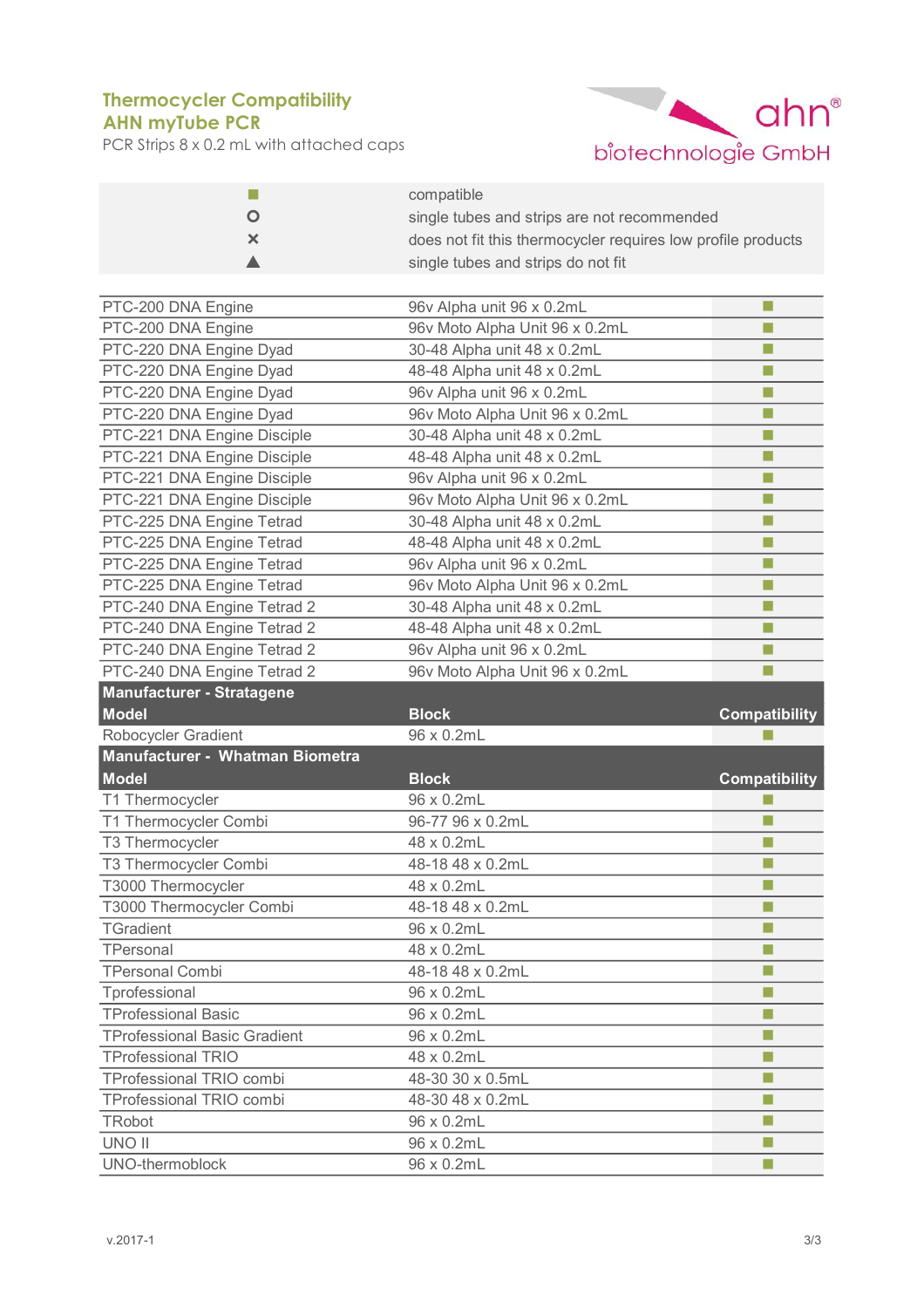**Thermocycler Compatibility**
**AHN myTube PCR**
PCR Strips 8 x 0.2 mL with attached caps

ahn® biotechnologie GmbH

| | |
|---|---|
| ■ | compatible |
| ○ | single tubes and strips are not recommended |
| × | does not fit this thermocycler requires low profile products |
| ▲ | single tubes and strips do not fit |

| | | |
|---|---|---|
| PTC-200 DNA Engine | 96v Alpha unit 96 x 0.2mL | ■ |
| PTC-200 DNA Engine | 96v Moto Alpha Unit 96 x 0.2mL | ■ |
| PTC-220 DNA Engine Dyad | 30-48 Alpha unit 48 x 0.2mL | ■ |
| PTC-220 DNA Engine Dyad | 48-48 Alpha unit 48 x 0.2mL | ■ |
| PTC-220 DNA Engine Dyad | 96v Alpha unit 96 x 0.2mL | ■ |
| PTC-220 DNA Engine Dyad | 96v Moto Alpha Unit 96 x 0.2mL | ■ |
| PTC-221 DNA Engine Disciple | 30-48 Alpha unit 48 x 0.2mL | ■ |
| PTC-221 DNA Engine Disciple | 48-48 Alpha unit 48 x 0.2mL | ■ |
| PTC-221 DNA Engine Disciple | 96v Alpha unit 96 x 0.2mL | ■ |
| PTC-221 DNA Engine Disciple | 96v Moto Alpha Unit 96 x 0.2mL | ■ |
| PTC-225 DNA Engine Tetrad | 30-48 Alpha unit 48 x 0.2mL | ■ |
| PTC-225 DNA Engine Tetrad | 48-48 Alpha unit 48 x 0.2mL | ■ |
| PTC-225 DNA Engine Tetrad | 96v Alpha unit 96 x 0.2mL | ■ |
| PTC-225 DNA Engine Tetrad | 96v Moto Alpha Unit 96 x 0.2mL | ■ |
| PTC-240 DNA Engine Tetrad 2 | 30-48 Alpha unit 48 x 0.2mL | ■ |
| PTC-240 DNA Engine Tetrad 2 | 48-48 Alpha unit 48 x 0.2mL | ■ |
| PTC-240 DNA Engine Tetrad 2 | 96v Alpha unit 96 x 0.2mL | ■ |
| PTC-240 DNA Engine Tetrad 2 | 96v Moto Alpha Unit 96 x 0.2mL | ■ |
| **Manufacturer - Stratagene** | | |
| **Model** | **Block** | **Compatibility** |
| Robocycler Gradient | 96 x 0.2mL | ■ |
| **Manufacturer - Whatman Biometra** | | |
| **Model** | **Block** | **Compatibility** |
| T1 Thermocycler | 96 x 0.2mL | ■ |
| T1 Thermocycler Combi | 96-77 96 x 0.2mL | ■ |
| T3 Thermocycler | 48 x 0.2mL | ■ |
| T3 Thermocycler Combi | 48-18 48 x 0.2mL | ■ |
| T3000 Thermocycler | 48 x 0.2mL | ■ |
| T3000 Thermocycler Combi | 48-18 48 x 0.2mL | ■ |
| TGradient | 96 x 0.2mL | ■ |
| TPersonal | 48 x 0.2mL | ■ |
| TPersonal Combi | 48-18 48 x 0.2mL | ■ |
| Tprofessional | 96 x 0.2mL | ■ |
| TProfessional Basic | 96 x 0.2mL | ■ |
| TProfessional Basic Gradient | 96 x 0.2mL | ■ |
| TProfessional TRIO | 48 x 0.2mL | ■ |
| TProfessional TRIO combi | 48-30 30 x 0.5mL | ■ |
| TProfessional TRIO combi | 48-30 48 x 0.2mL | ■ |
| TRobot | 96 x 0.2mL | ■ |
| UNO II | 96 x 0.2mL | ■ |
| UNO-thermoblock | 96 x 0.2mL | ■ |

v.2017-1